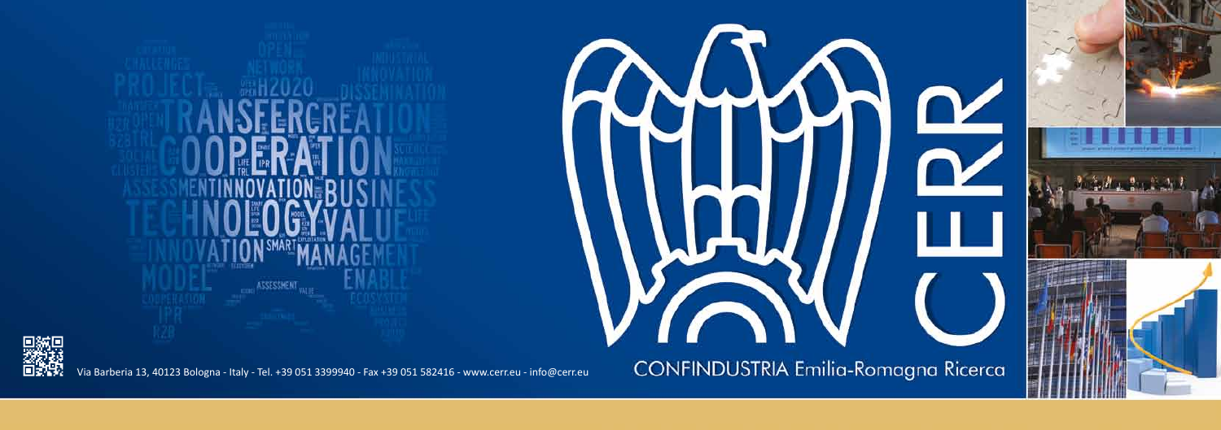# CERR

CONFINDUSTRIA Emilia-Romagna Ricerca

Via Barberia 13, 40123 Bologna - Italy - Tel. +39 051 3399940 - Fax +39 051 582416 - www.cerr.eu - info@cerr.eu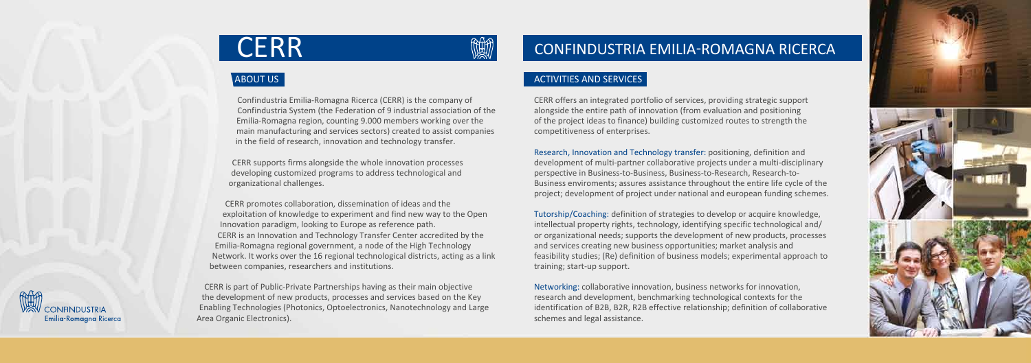# CERR

## ABOUT US

Confindustria Emilia-Romagna Ricerca (CERR) is the company of Confindustria System (the Federation of 9 industrial association of the Emilia-Romagna region, counting 9.000 members working over the main manufacturing and services sectors) created to assist companies in the field of research, innovation and technology transfer.

CERR supports firms alongside the whole innovation processes developing customized programs to address technological and organizational challenges.

CERR promotes collaboration, dissemination of ideas and the exploitation of knowledge to experiment and find new way to the Open Innovation paradigm, looking to Europe as reference path.
CERR is an Innovation and Technology Transfer Center accredited by the Emilia-Romagna regional government, a node of the High Technology Network. It works over the 16 regional technological districts, acting as a link between companies, researchers and institutions.

CERR is part of Public-Private Partnerships having as their main objective the development of new products, processes and services based on the Key Enabling Technologies (Photonics, Optoelectronics, Nanotechnology and Large Area Organic Electronics).

CONFINDUSTRIA
Emilia-Romagna Ricerca

# CONFINDUSTRIA EMILIA-ROMAGNA RICERCA

## ACTIVITIES AND SERVICES

CERR offers an integrated portfolio of services, providing strategic support alongside the entire path of innovation (from evaluation and positioning of the project ideas to finance) building customized routes to strength the competitiveness of enterprises.

Research, Innovation and Technology transfer: positioning, definition and development of multi-partner collaborative projects under a multi-disciplinary perspective in Business-to-Business, Business-to-Research, Research-to-Business enviroments; assures assistance throughout the entire life cycle of the project; development of project under national and european funding schemes.

Tutorship/Coaching: definition of strategies to develop or acquire knowledge, intellectual property rights, technology, identifying specific technological and/ or organizational needs; supports the development of new products, processes and services creating new business opportunities; market analysis and feasibility studies; (Re) definition of business models; experimental approach to training; start-up support.

Networking: collaborative innovation, business networks for innovation, research and development, benchmarking technological contexts for the identification of B2B, B2R, R2B effective relationship; definition of collaborative schemes and legal assistance.